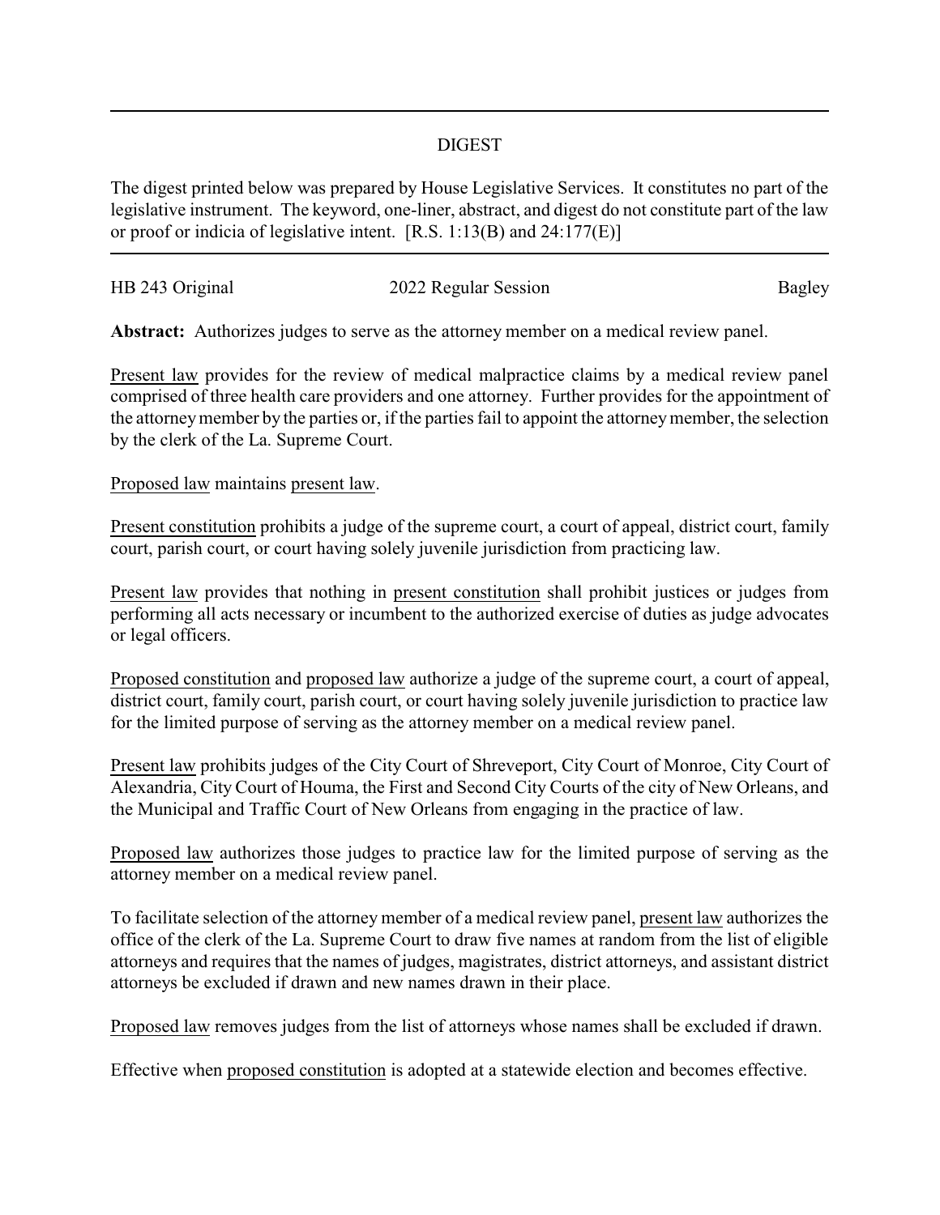# DIGEST

The digest printed below was prepared by House Legislative Services. It constitutes no part of the legislative instrument. The keyword, one-liner, abstract, and digest do not constitute part of the law or proof or indicia of legislative intent. [R.S. 1:13(B) and 24:177(E)]

HB 243 Original 2022 Regular Session Bagley

**Abstract:** Authorizes judges to serve as the attorney member on a medical review panel.

Present law provides for the review of medical malpractice claims by a medical review panel comprised of three health care providers and one attorney. Further provides for the appointment of the attorney member by the parties or, if the parties fail to appoint the attorney member, the selection by the clerk of the La. Supreme Court.

Proposed law maintains present law.

Present constitution prohibits a judge of the supreme court, a court of appeal, district court, family court, parish court, or court having solely juvenile jurisdiction from practicing law.

Present law provides that nothing in present constitution shall prohibit justices or judges from performing all acts necessary or incumbent to the authorized exercise of duties as judge advocates or legal officers.

Proposed constitution and proposed law authorize a judge of the supreme court, a court of appeal, district court, family court, parish court, or court having solely juvenile jurisdiction to practice law for the limited purpose of serving as the attorney member on a medical review panel.

Present law prohibits judges of the City Court of Shreveport, City Court of Monroe, City Court of Alexandria, City Court of Houma, the First and Second City Courts of the city of New Orleans, and the Municipal and Traffic Court of New Orleans from engaging in the practice of law.

Proposed law authorizes those judges to practice law for the limited purpose of serving as the attorney member on a medical review panel.

To facilitate selection of the attorney member of a medical review panel, present law authorizes the office of the clerk of the La. Supreme Court to draw five names at random from the list of eligible attorneys and requires that the names of judges, magistrates, district attorneys, and assistant district attorneys be excluded if drawn and new names drawn in their place.

Proposed law removes judges from the list of attorneys whose names shall be excluded if drawn.

Effective when proposed constitution is adopted at a statewide election and becomes effective.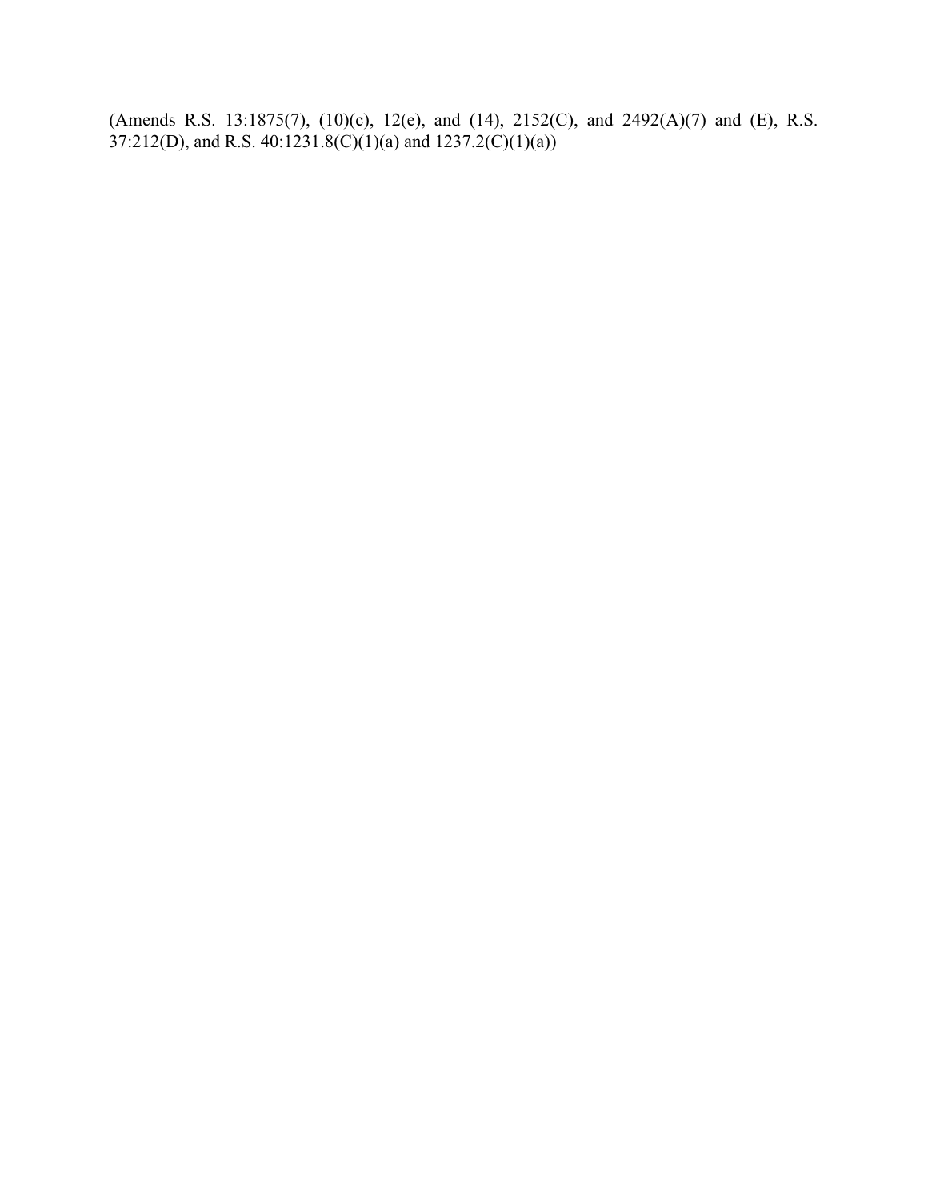(Amends R.S. 13:1875(7), (10)(c), 12(e), and (14), 2152(C), and 2492(A)(7) and (E), R.S. 37:212(D), and R.S. 40:1231.8(C)(1)(a) and 1237.2(C)(1)(a))